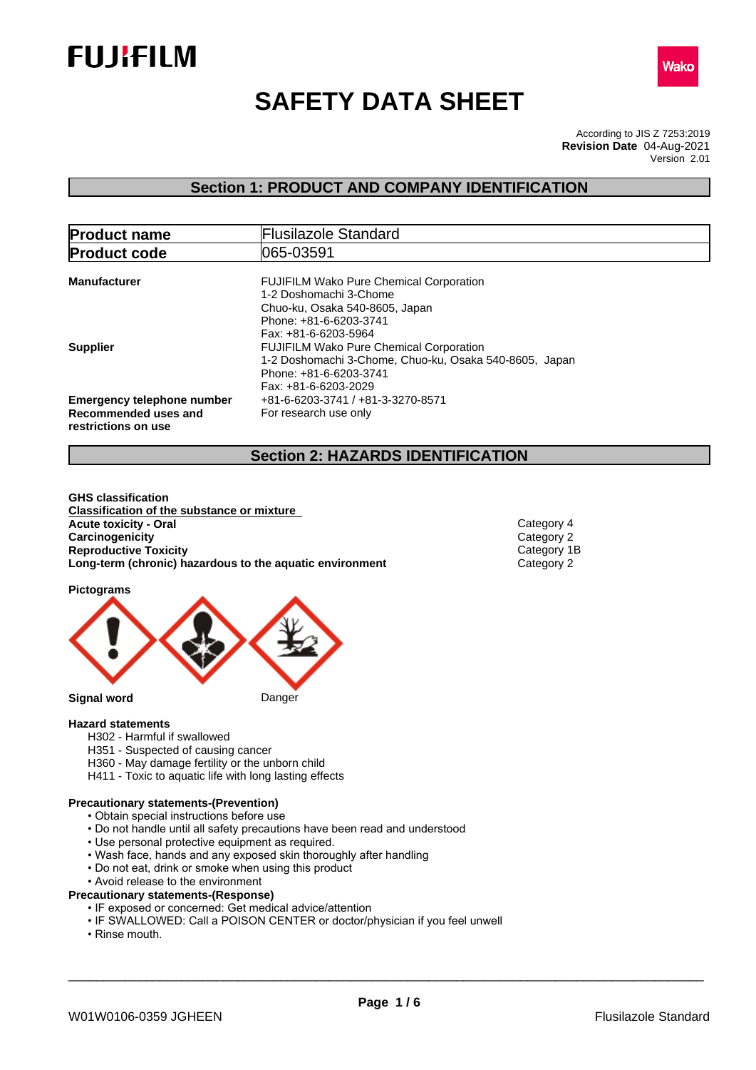FUJIFILM

Wako

# SAFETY DATA SHEET

According to JIS Z 7253:2019
**Revision Date** 04-Aug-2021
Version 2.01

## Section 1: PRODUCT AND COMPANY IDENTIFICATION

| **Product name** | Flusilazole Standard |
|---|---|
| **Product code** | 065-03591 |

**Manufacturer**
FUJIFILM Wako Pure Chemical Corporation
1-2 Doshomachi 3-Chome
Chuo-ku, Osaka 540-8605, Japan
Phone: +81-6-6203-3741
Fax: +81-6-6203-5964

**Supplier**
FUJIFILM Wako Pure Chemical Corporation
1-2 Doshomachi 3-Chome, Chuo-ku, Osaka 540-8605, Japan
Phone: +81-6-6203-3741
Fax: +81-6-6203-2029

**Emergency telephone number** +81-6-6203-3741 / +81-3-3270-8571

**Recommended uses and restrictions on use** For research use only

## Section 2: HAZARDS IDENTIFICATION

**GHS classification**

**Classification of the substance or mixture**

| | |
|---|---|
| **Acute toxicity - Oral** | Category 4 |
| **Carcinogenicity** | Category 2 |
| **Reproductive Toxicity** | Category 1B |
| **Long-term (chronic) hazardous to the aquatic environment** | Category 2 |

**Pictograms**

**Signal word** Danger

**Hazard statements**

H302 - Harmful if swallowed
H351 - Suspected of causing cancer
H360 - May damage fertility or the unborn child
H411 - Toxic to aquatic life with long lasting effects

**Precautionary statements-(Prevention)**

- Obtain special instructions before use
- Do not handle until all safety precautions have been read and understood
- Use personal protective equipment as required.
- Wash face, hands and any exposed skin thoroughly after handling
- Do not eat, drink or smoke when using this product
- Avoid release to the environment

**Precautionary statements-(Response)**

- IF exposed or concerned: Get medical advice/attention
- IF SWALLOWED: Call a POISON CENTER or doctor/physician if you feel unwell
- Rinse mouth.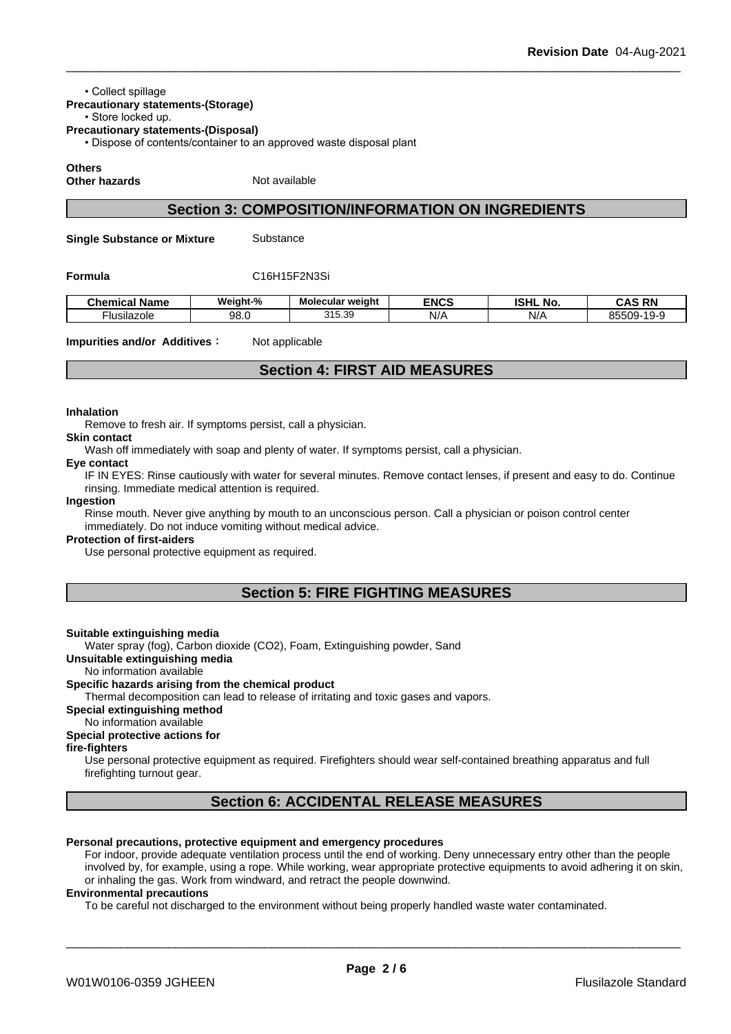• Collect spillage

**Precautionary statements-(Storage)**

• Store locked up.

**Precautionary statements-(Disposal)**

• Dispose of contents/container to an approved waste disposal plant

**Others**

**Other hazards** Not available

## Section 3: COMPOSITION/INFORMATION ON INGREDIENTS

**Single Substance or Mixture** Substance

**Formula** C16H15F2N3Si

| Chemical Name | Weight-% | Molecular weight | ENCS | ISHL No. | CAS RN |
|---|---|---|---|---|---|
| Flusilazole | 98.0 | 315.39 | N/A | N/A | 85509-19-9 |

**Impurities and/or Additives**： Not applicable

## Section 4: FIRST AID MEASURES

**Inhalation**

Remove to fresh air. If symptoms persist, call a physician.

**Skin contact**

Wash off immediately with soap and plenty of water. If symptoms persist, call a physician.

**Eye contact**

IF IN EYES: Rinse cautiously with water for several minutes. Remove contact lenses, if present and easy to do. Continue rinsing. Immediate medical attention is required.

**Ingestion**

Rinse mouth. Never give anything by mouth to an unconscious person. Call a physician or poison control center immediately. Do not induce vomiting without medical advice.

**Protection of first-aiders**

Use personal protective equipment as required.

## Section 5: FIRE FIGHTING MEASURES

**Suitable extinguishing media**

Water spray (fog), Carbon dioxide (CO2), Foam, Extinguishing powder, Sand

**Unsuitable extinguishing media**

No information available

**Specific hazards arising from the chemical product**

Thermal decomposition can lead to release of irritating and toxic gases and vapors.

**Special extinguishing method**

No information available

**Special protective actions for fire-fighters**

Use personal protective equipment as required. Firefighters should wear self-contained breathing apparatus and full firefighting turnout gear.

## Section 6: ACCIDENTAL RELEASE MEASURES

**Personal precautions, protective equipment and emergency procedures**

For indoor, provide adequate ventilation process until the end of working. Deny unnecessary entry other than the people involved by, for example, using a rope. While working, wear appropriate protective equipments to avoid adhering it on skin, or inhaling the gas. Work from windward, and retract the people downwind.

**Environmental precautions**

To be careful not discharged to the environment without being properly handled waste water contaminated.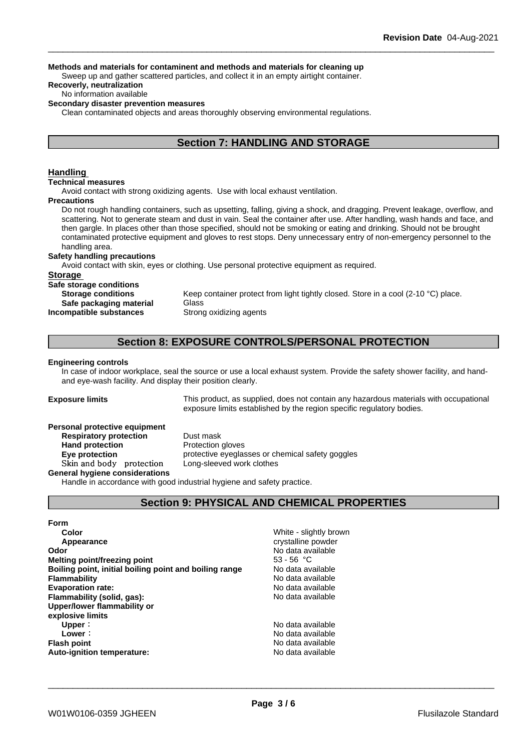**Methods and materials for contaminent and methods and materials for cleaning up**

Sweep up and gather scattered particles, and collect it in an empty airtight container.

**Recoverly, neutralization**

No information available

**Secondary disaster prevention measures**

Clean contaminated objects and areas thoroughly observing environmental regulations.

## Section 7: HANDLING AND STORAGE

### Handling

**Technical measures**

Avoid contact with strong oxidizing agents. Use with local exhaust ventilation.

**Precautions**

Do not rough handling containers, such as upsetting, falling, giving a shock, and dragging. Prevent leakage, overflow, and scattering. Not to generate steam and dust in vain. Seal the container after use. After handling, wash hands and face, and then gargle. In places other than those specified, should not be smoking or eating and drinking. Should not be brought contaminated protective equipment and gloves to rest stops. Deny unnecessary entry of non-emergency personnel to the handling area.

**Safety handling precautions**

Avoid contact with skin, eyes or clothing. Use personal protective equipment as required.

### Storage

**Safe storage conditions**

| | |
|---|---|
| **Storage conditions** | Keep container protect from light tightly closed. Store in a cool (2-10 °C) place. |
| **Safe packaging material** | Glass |
| **Incompatible substances** | Strong oxidizing agents |

## Section 8: EXPOSURE CONTROLS/PERSONAL PROTECTION

**Engineering controls**

In case of indoor workplace, seal the source or use a local exhaust system. Provide the safety shower facility, and hand- and eye-wash facility. And display their position clearly.

**Exposure limits** — This product, as supplied, does not contain any hazardous materials with occupational exposure limits established by the region specific regulatory bodies.

**Personal protective equipment**

| | |
|---|---|
| **Respiratory protection** | Dust mask |
| **Hand protection** | Protection gloves |
| **Eye protection** | protective eyeglasses or chemical safety goggles |
| Skin and body protection | Long-sleeved work clothes |

**General hygiene considerations**

Handle in accordance with good industrial hygiene and safety practice.

## Section 9: PHYSICAL AND CHEMICAL PROPERTIES

| | |
|---|---|
| **Form** | |
| **Color** | White - slightly brown |
| **Appearance** | crystalline powder |
| **Odor** | No data available |
| **Melting point/freezing point** | 53 - 56 °C |
| **Boiling point, initial boiling point and boiling range** | No data available |
| **Flammability** | No data available |
| **Evaporation rate:** | No data available |
| **Flammability (solid, gas):** | No data available |
| **Upper/lower flammability or explosive limits** | |
| **Upper**： | No data available |
| **Lower**： | No data available |
| **Flash point** | No data available |
| **Auto-ignition temperature:** | No data available |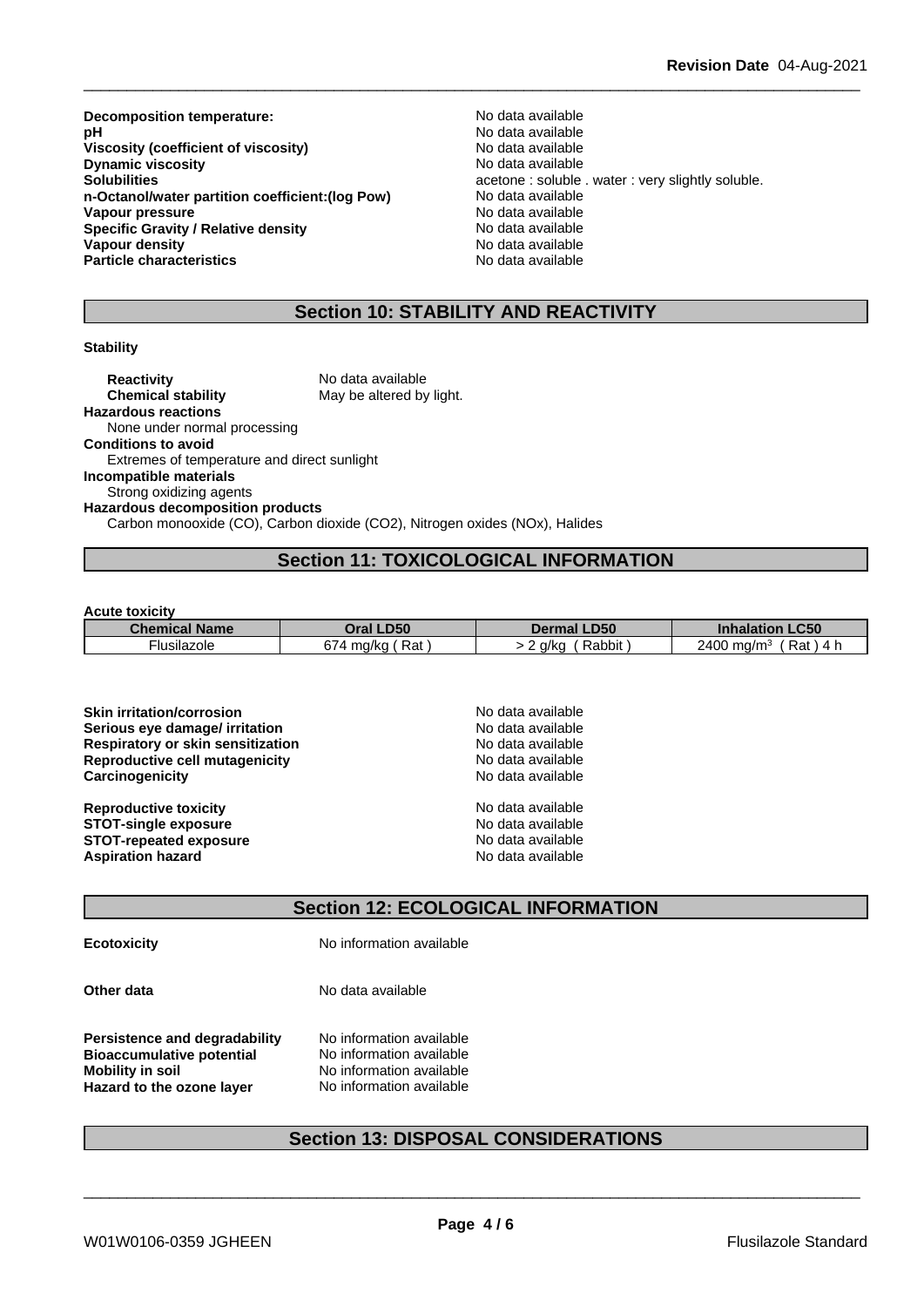| | |
|---|---|
| **Decomposition temperature:** | No data available |
| **pH** | No data available |
| **Viscosity (coefficient of viscosity)** | No data available |
| **Dynamic viscosity** | No data available |
| **Solubilities** | acetone : soluble . water : very slightly soluble. |
| **n-Octanol/water partition coefficient:(log Pow)** | No data available |
| **Vapour pressure** | No data available |
| **Specific Gravity / Relative density** | No data available |
| **Vapour density** | No data available |
| **Particle characteristics** | No data available |

## Section 10: STABILITY AND REACTIVITY

**Stability**

**Reactivity** No data available
**Chemical stability** May be altered by light.

**Hazardous reactions**
None under normal processing

**Conditions to avoid**
Extremes of temperature and direct sunlight

**Incompatible materials**
Strong oxidizing agents

**Hazardous decomposition products**
Carbon monooxide (CO), Carbon dioxide ($CO_2$), Nitrogen oxides (NOx), Halides

## Section 11: TOXICOLOGICAL INFORMATION

**Acute toxicity**

| Chemical Name | Oral LD50 | Dermal LD50 | Inhalation LC50 |
|---|---|---|---|
| Flusilazole | 674 mg/kg ( Rat ) | > 2 g/kg ( Rabbit ) | 2400 mg/m$^3$ ( Rat ) 4 h |

| | |
|---|---|
| **Skin irritation/corrosion** | No data available |
| **Serious eye damage/ irritation** | No data available |
| **Respiratory or skin sensitization** | No data available |
| **Reproductive cell mutagenicity** | No data available |
| **Carcinogenicity** | No data available |
| **Reproductive toxicity** | No data available |
| **STOT-single exposure** | No data available |
| **STOT-repeated exposure** | No data available |
| **Aspiration hazard** | No data available |

## Section 12: ECOLOGICAL INFORMATION

**Ecotoxicity** No information available

**Other data** No data available

| | |
|---|---|
| **Persistence and degradability** | No information available |
| **Bioaccumulative potential** | No information available |
| **Mobility in soil** | No information available |
| **Hazard to the ozone layer** | No information available |

## Section 13: DISPOSAL CONSIDERATIONS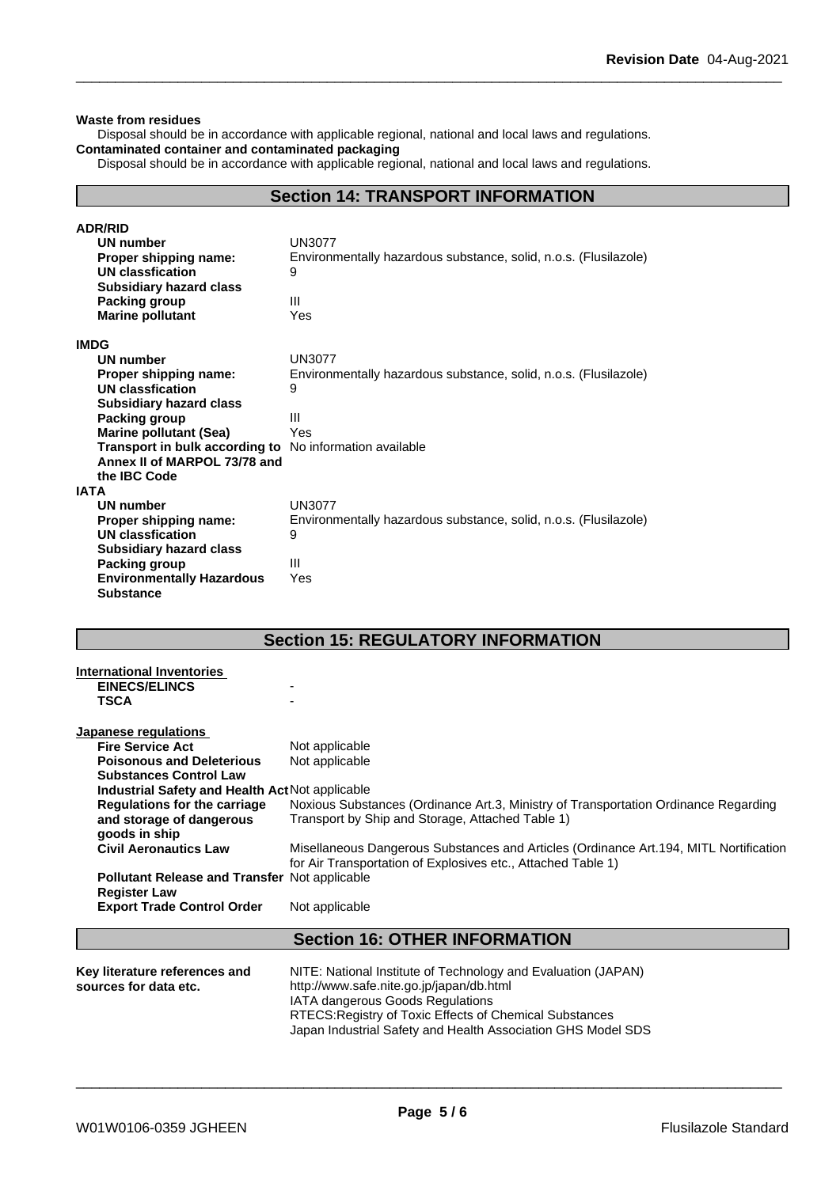**Waste from residues**

Disposal should be in accordance with applicable regional, national and local laws and regulations.

**Contaminated container and contaminated packaging**

Disposal should be in accordance with applicable regional, national and local laws and regulations.

## Section 14: TRANSPORT INFORMATION

**ADR/RID**

| | |
|---|---|
| **UN number** | UN3077 |
| **Proper shipping name:** | Environmentally hazardous substance, solid, n.o.s. (Flusilazole) |
| **UN classfication** | 9 |
| **Subsidiary hazard class** | |
| **Packing group** | III |
| **Marine pollutant** | Yes |

**IMDG**

| | |
|---|---|
| **UN number** | UN3077 |
| **Proper shipping name:** | Environmentally hazardous substance, solid, n.o.s. (Flusilazole) |
| **UN classfication** | 9 |
| **Subsidiary hazard class** | |
| **Packing group** | III |
| **Marine pollutant (Sea)** | Yes |
| **Transport in bulk according to Annex II of MARPOL 73/78 and the IBC Code** | No information available |

**IATA**

| | |
|---|---|
| **UN number** | UN3077 |
| **Proper shipping name:** | Environmentally hazardous substance, solid, n.o.s. (Flusilazole) |
| **UN classfication** | 9 |
| **Subsidiary hazard class** | |
| **Packing group** | III |
| **Environmentally Hazardous Substance** | Yes |

## Section 15: REGULATORY INFORMATION

**International Inventories**

| | |
|---|---|
| **EINECS/ELINCS** | - |
| **TSCA** | - |

**Japanese regulations**

| | |
|---|---|
| **Fire Service Act** | Not applicable |
| **Poisonous and Deleterious Substances Control Law** | Not applicable |
| **Industrial Safety and Health Act** | Not applicable |
| **Regulations for the carriage and storage of dangerous goods in ship** | Noxious Substances (Ordinance Art.3, Ministry of Transportation Ordinance Regarding Transport by Ship and Storage, Attached Table 1) |
| **Civil Aeronautics Law** | Misellaneous Dangerous Substances and Articles (Ordinance Art.194, MITL Nortification for Air Transportation of Explosives etc., Attached Table 1) |
| **Pollutant Release and Transfer Register Law** | Not applicable |
| **Export Trade Control Order** | Not applicable |

## Section 16: OTHER INFORMATION

| | |
|---|---|
| **Key literature references and sources for data etc.** | NITE: National Institute of Technology and Evaluation (JAPAN)<br>http://www.safe.nite.go.jp/japan/db.html<br>IATA dangerous Goods Regulations<br>RTECS:Registry of Toxic Effects of Chemical Substances<br>Japan Industrial Safety and Health Association GHS Model SDS |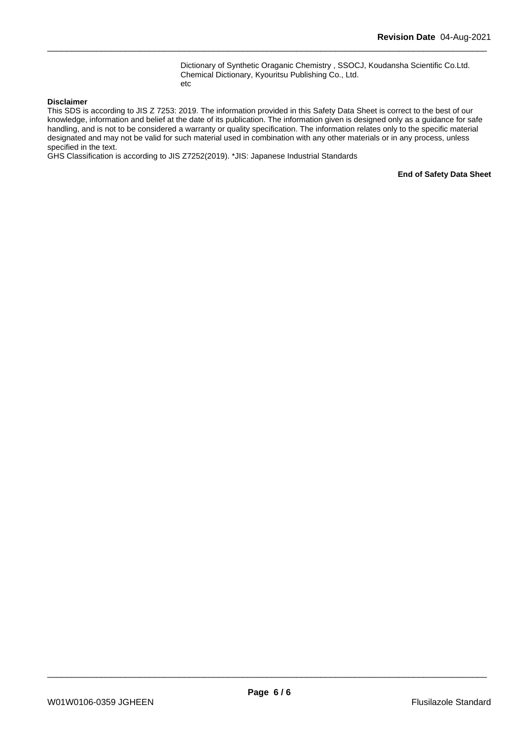Dictionary of Synthetic Oraganic Chemistry , SSOCJ, Koudansha Scientific Co.Ltd.
Chemical Dictionary, Kyouritsu Publishing Co., Ltd.
etc

**Disclaimer**

This SDS is according to JIS Z 7253: 2019. The information provided in this Safety Data Sheet is correct to the best of our knowledge, information and belief at the date of its publication. The information given is designed only as a guidance for safe handling, and is not to be considered a warranty or quality specification. The information relates only to the specific material designated and may not be valid for such material used in combination with any other materials or in any process, unless specified in the text.
GHS Classification is according to JIS Z7252(2019). *JIS: Japanese Industrial Standards

**End of Safety Data Sheet**